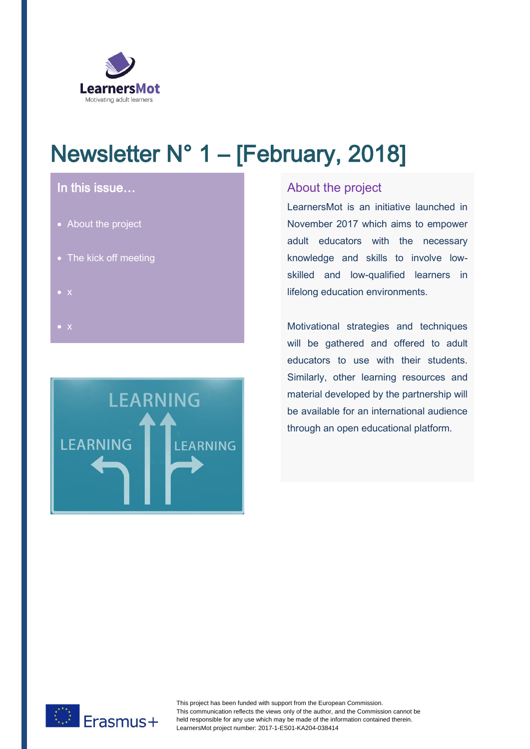LearnersMot

Motivating adult learners

# Newsletter N° 1 – [February, 2018]

## In this issue…

- About the project
- The kick off meeting
- x
- x

## About the project

LearnersMot is an initiative launched in November 2017 which aims to empower adult educators with the necessary knowledge and skills to involve low-skilled and low-qualified learners in lifelong education environments.

Motivational strategies and techniques will be gathered and offered to adult educators to use with their students. Similarly, other learning resources and material developed by the partnership will be available for an international audience through an open educational platform.

Erasmus+

This project has been funded with support from the European Commission.
This communication reflects the views only of the author, and the Commission cannot be held responsible for any use which may be made of the information contained therein.
LearnersMot project number: 2017-1-ES01-KA204-038414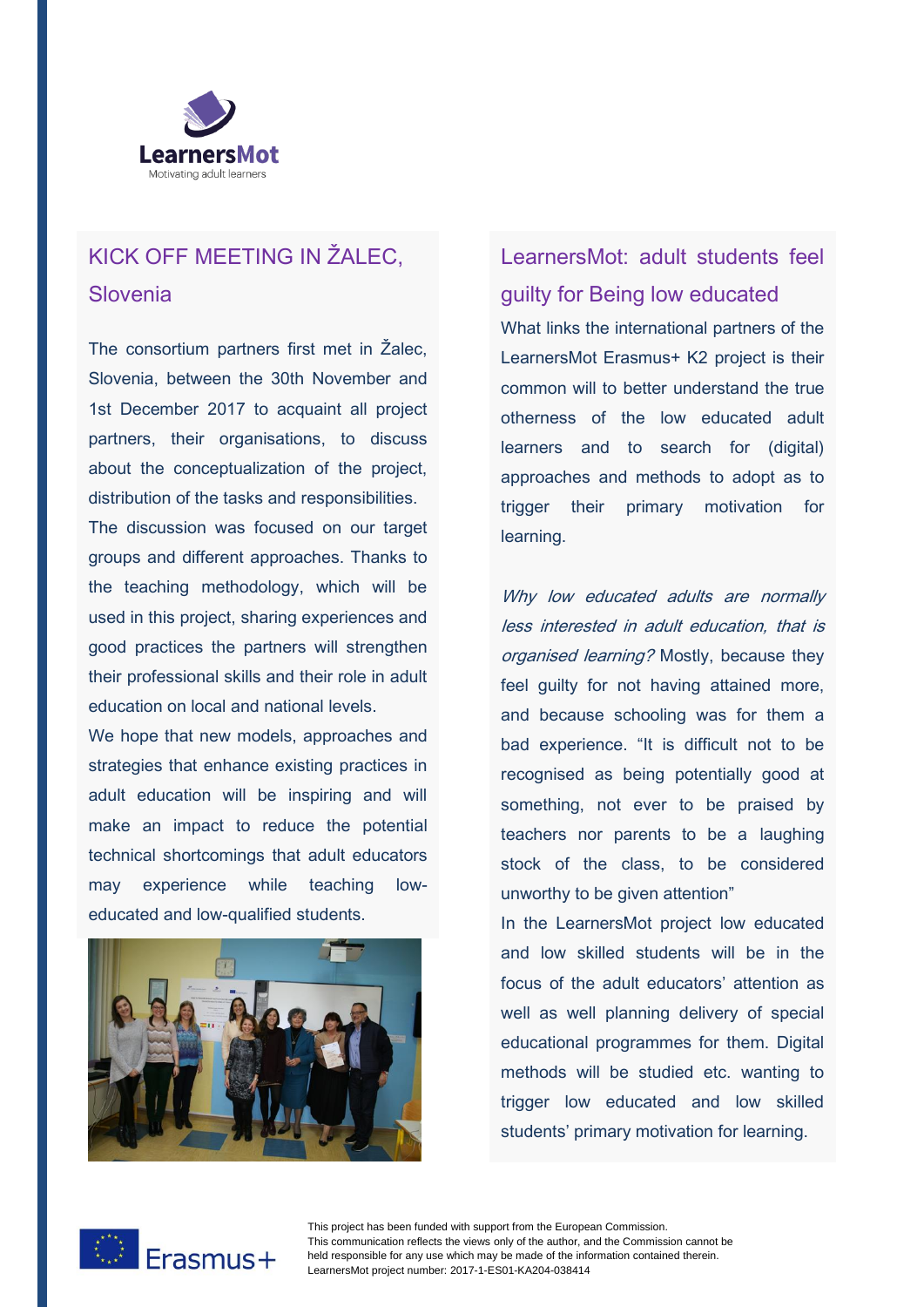LearnersMot

Motivating adult learners

## KICK OFF MEETING IN ŽALEC, Slovenia

The consortium partners first met in Žalec, Slovenia, between the 30th November and 1st December 2017 to acquaint all project partners, their organisations, to discuss about the conceptualization of the project, distribution of the tasks and responsibilities. The discussion was focused on our target groups and different approaches. Thanks to the teaching methodology, which will be used in this project, sharing experiences and good practices the partners will strengthen their professional skills and their role in adult education on local and national levels.

We hope that new models, approaches and strategies that enhance existing practices in adult education will be inspiring and will make an impact to reduce the potential technical shortcomings that adult educators may experience while teaching low-educated and low-qualified students.

## LearnersMot: adult students feel guilty for Being low educated

What links the international partners of the LearnersMot Erasmus+ K2 project is their common will to better understand the true otherness of the low educated adult learners and to search for (digital) approaches and methods to adopt as to trigger their primary motivation for learning.

*Why low educated adults are normally less interested in adult education, that is organised learning?* Mostly, because they feel guilty for not having attained more, and because schooling was for them a bad experience. "It is difficult not to be recognised as being potentially good at something, not ever to be praised by teachers nor parents to be a laughing stock of the class, to be considered unworthy to be given attention"

In the LearnersMot project low educated and low skilled students will be in the focus of the adult educators' attention as well as well planning delivery of special educational programmes for them. Digital methods will be studied etc. wanting to trigger low educated and low skilled students' primary motivation for learning.

Erasmus+

This project has been funded with support from the European Commission.
This communication reflects the views only of the author, and the Commission cannot be held responsible for any use which may be made of the information contained therein.
LearnersMot project number: 2017-1-ES01-KA204-038414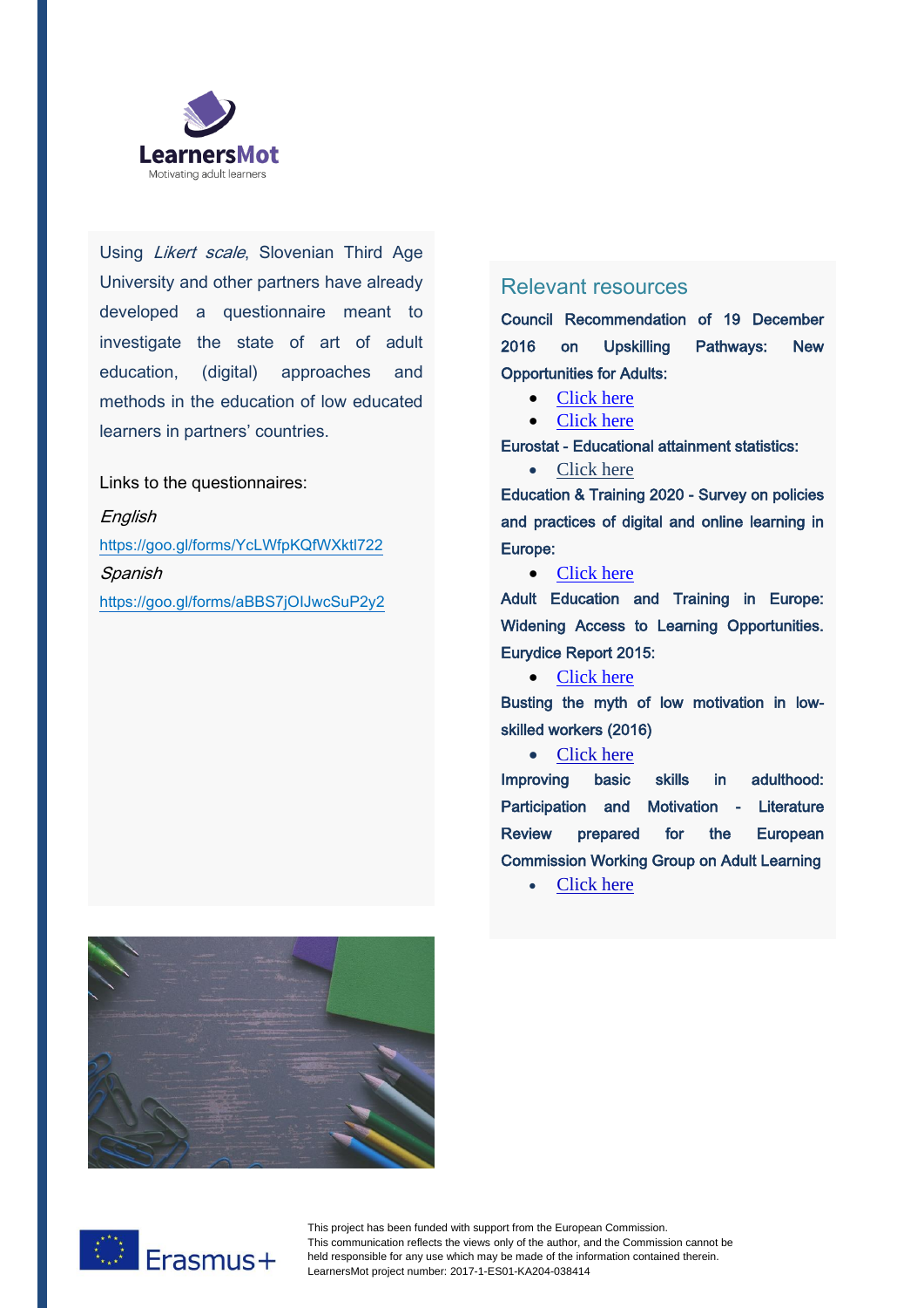Using *Likert scale*, Slovenian Third Age University and other partners have already developed a questionnaire meant to investigate the state of art of adult education, (digital) approaches and methods in the education of low educated learners in partners' countries.

Links to the questionnaires:

*English*

https://goo.gl/forms/YcLWfpKQfWXktl722

*Spanish*

https://goo.gl/forms/aBBS7jOIJwcSuP2y2

## Relevant resources

Council Recommendation of 19 December 2016 on Upskilling Pathways: New Opportunities for Adults:

- Click here
- Click here

Eurostat - Educational attainment statistics:

- Click here

Education & Training 2020 - Survey on policies and practices of digital and online learning in Europe:

- Click here

Adult Education and Training in Europe: Widening Access to Learning Opportunities. Eurydice Report 2015:

- Click here

Busting the myth of low motivation in low-skilled workers (2016)

- Click here

Improving basic skills in adulthood: Participation and Motivation - Literature Review prepared for the European Commission Working Group on Adult Learning

- Click here

This project has been funded with support from the European Commission.
This communication reflects the views only of the author, and the Commission cannot be held responsible for any use which may be made of the information contained therein.
LearnersMot project number: 2017-1-ES01-KA204-038414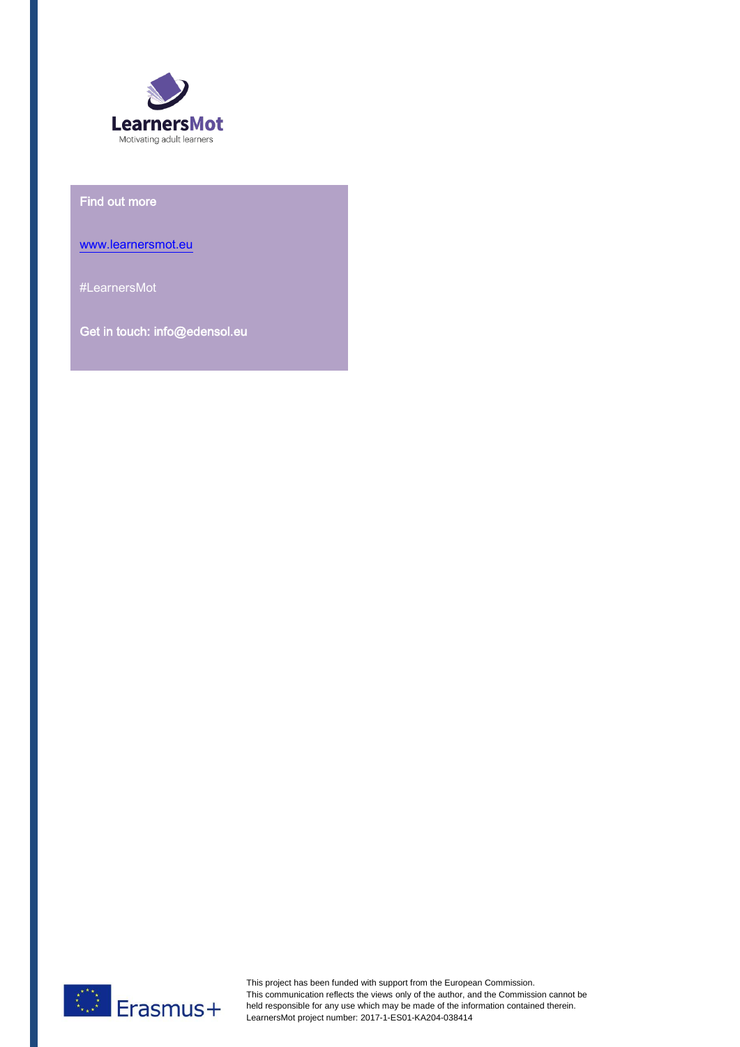LearnersMot

Motivating adult learners

**Find out more**

www.learnersmot.eu

#LearnersMot

**Get in touch: info@edensol.eu**

Erasmus+

This project has been funded with support from the European Commission.
This communication reflects the views only of the author, and the Commission cannot be held responsible for any use which may be made of the information contained therein.
LearnersMot project number: 2017-1-ES01-KA204-038414